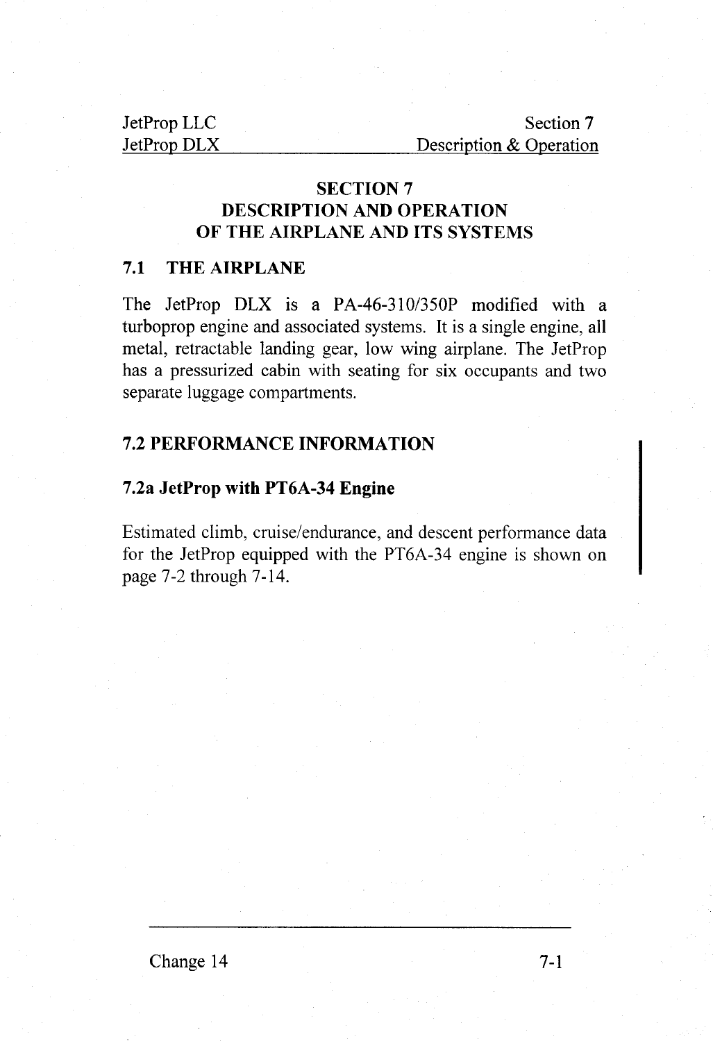# SECTION 7
# DESCRIPTION AND OPERATION OF THE AIRPLANE AND ITS SYSTEMS

## 7.1 THE AIRPLANE

The JetProp DLX is a PA-46-310/350P modified with a turboprop engine and associated systems. It is a single engine, all metal, retractable landing gear, low wing airplane. The JetProp has a pressurized cabin with seating for six occupants and two separate luggage compartments.

## 7.2 PERFORMANCE INFORMATION

### 7.2a JetProp with PT6A-34 Engine

Estimated climb, cruise/endurance, and descent performance data for the JetProp equipped with the PT6A-34 engine is shown on page 7-2 through 7-14.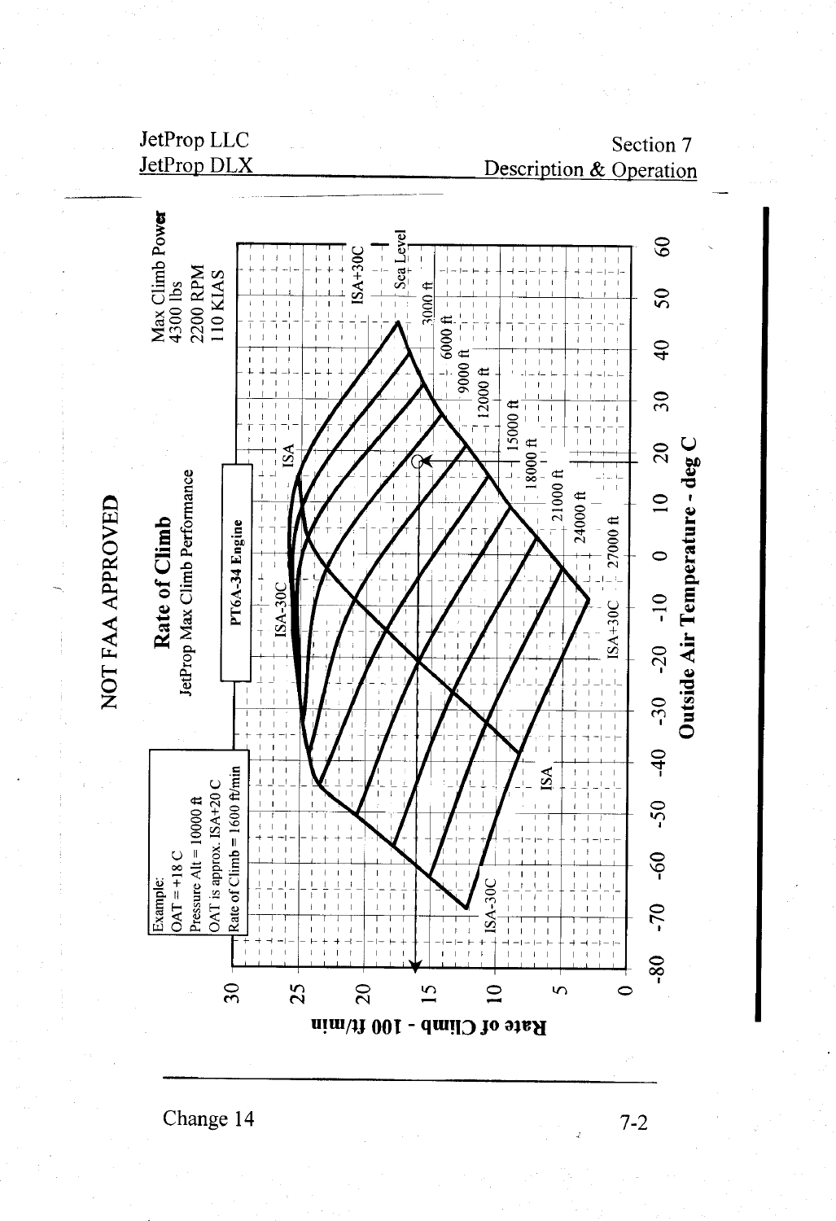# NOT FAA APPROVED

## Rate of Climb

JetProp Max Climb Performance

**PT6A-34 Engine**

Max Climb Power
4300 lbs
2200 RPM
110 KIAS

Example:
OAT = +18 C
Pressure Alt = 10000 ft
OAT is approx. ISA+20 C
Rate of Climb = 1600 ft/min

Rate of Climb - 100 ft/min

Outside Air Temperature - deg C

ISA-30C, ISA, ISA+30C

Sea Level, 3000 ft, 6000 ft, 9000 ft, 12000 ft, 15000 ft, 18000 ft, 21000 ft, 24000 ft, 27000 ft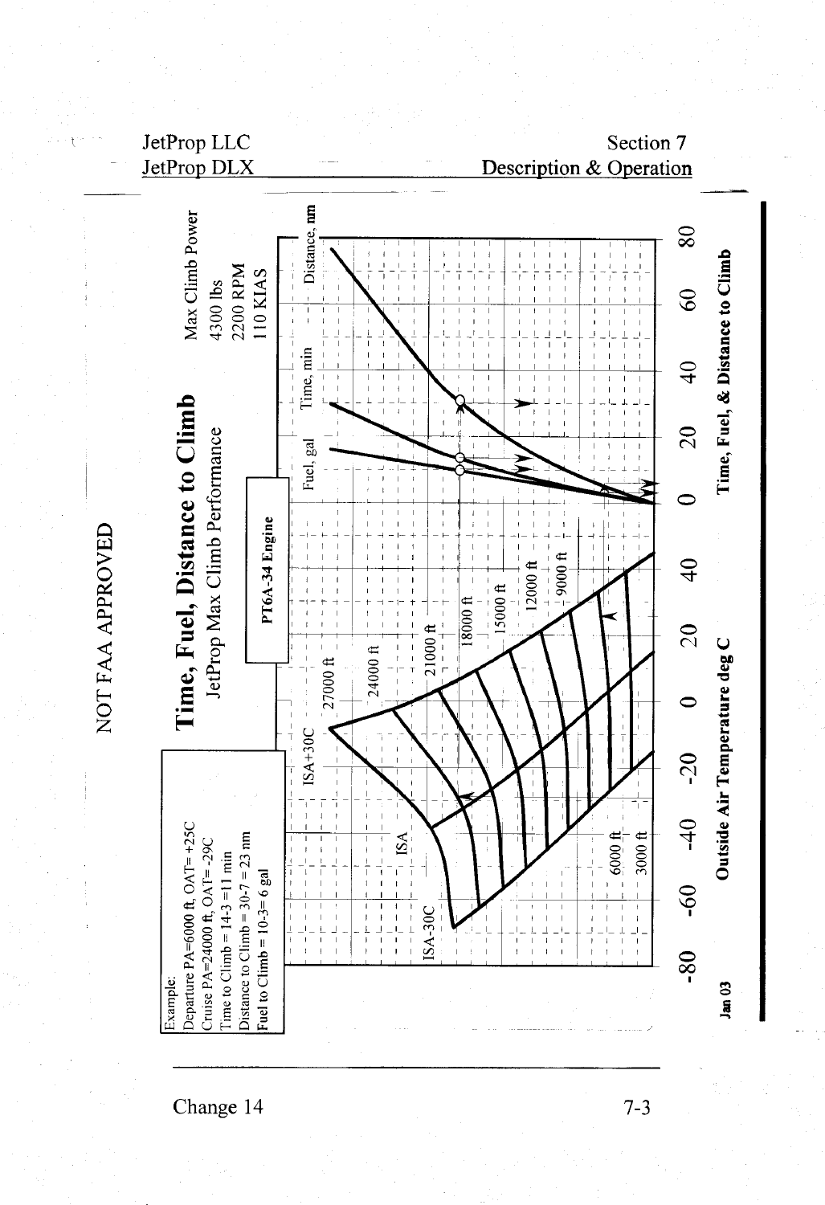NOT FAA APPROVED

# Time, Fuel, Distance to Climb

JetProp Max Climb Performance

PT6A-34 Engine

Max Climb Power
4300 lbs
2200 RPM
110 KIAS

Example:
Departure PA=6000 ft, OAT= +25C
Cruise PA=24000 ft, OAT= -29C
Time to Climb = 14-3 =11 min
Distance to Climb = 30-7 = 23 nm
Fuel to Climb = 10-3= 6 gal

ISA+30C
ISA
ISA-30C

27000 ft
24000 ft
21000 ft
18000 ft
15000 ft
12000 ft
9000 ft
6000 ft
3000 ft

Fuel, gal
Time, min
Distance, nm

-80 -60 -40 -20 0 20 40

Outside Air Temperature deg C

0 20 40 60 80

Time, Fuel, & Distance to Climb

Jan 03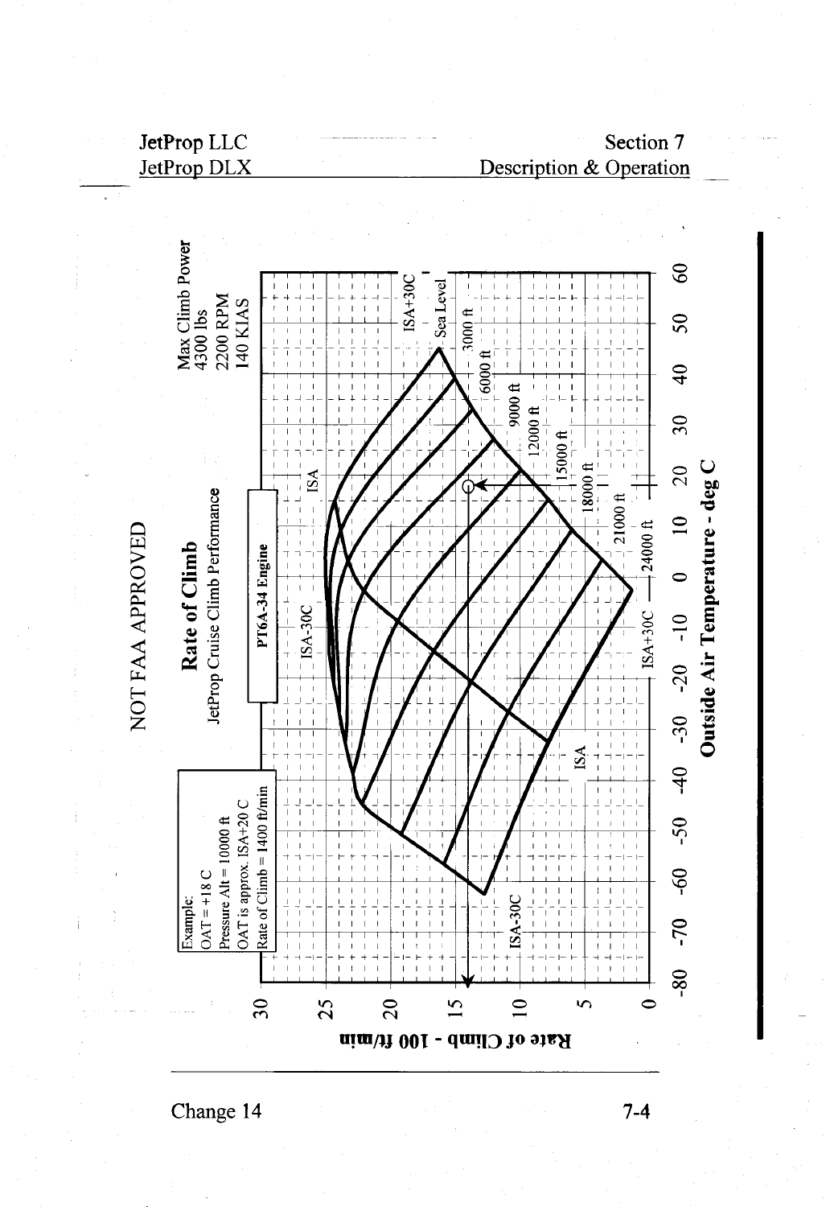NOT FAA APPROVED

## Rate of Climb

JetProp Cruise Climb Performance

PT6A-34 Engine

Max Climb Power
4300 lbs
2200 RPM
140 KIAS

Example:
OAT = +18 C
Pressure Alt = 10000 ft
OAT is approx. ISA+20 C
Rate of Climb = 1400 ft/min

Rate of Climb - 100 ft/min

Outside Air Temperature - deg C

ISA-30C, ISA, ISA+30C

Sea Level, 3000 ft, 6000 ft, 9000 ft, 12000 ft, 15000 ft, 18000 ft, 21000 ft, 24000 ft

Change 14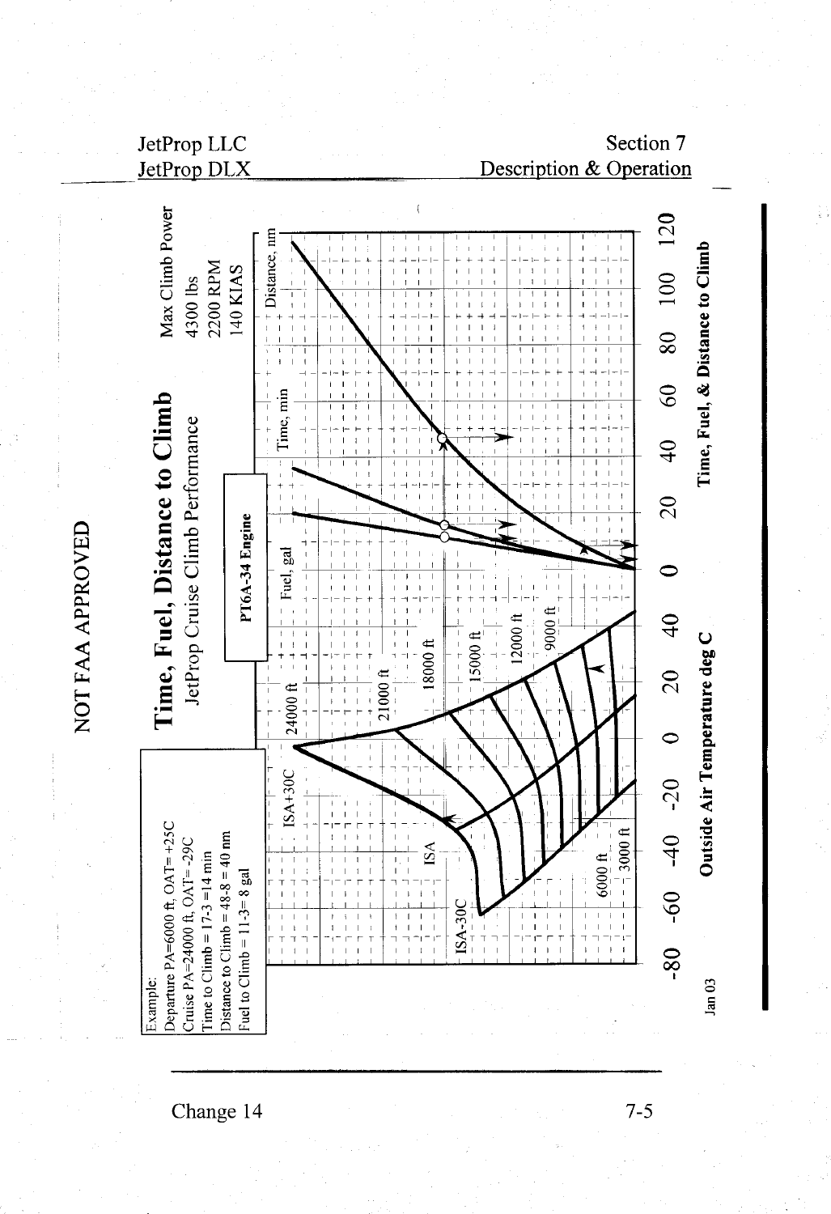NOT FAA APPROVED

# Time, Fuel, Distance to Climb

JetProp Cruise Climb Performance

Max Climb Power
4300 lbs
2200 RPM
140 KIAS

PT6A-34 Engine

Example:
Departure PA=6000 ft, OAT= +25C
Cruise PA=24000 ft, OAT= -29C
Time to Climb = 17-3 =14 min
Distance to Climb = 48-8 = 40 nm
Fuel to Climb = 11-3= 8 gal

ISA+30C, ISA, ISA-30C

24000 ft, 21000 ft, 18000 ft, 15000 ft, 12000 ft, 9000 ft, 6000 ft, 3000 ft

Fuel, gal — Time, min — Distance, nm

Outside Air Temperature deg C: -80, -60, -40, -20, 0, 20, 40

Time, Fuel, & Distance to Climb: 0, 20, 40, 60, 80, 100, 120

Jan 03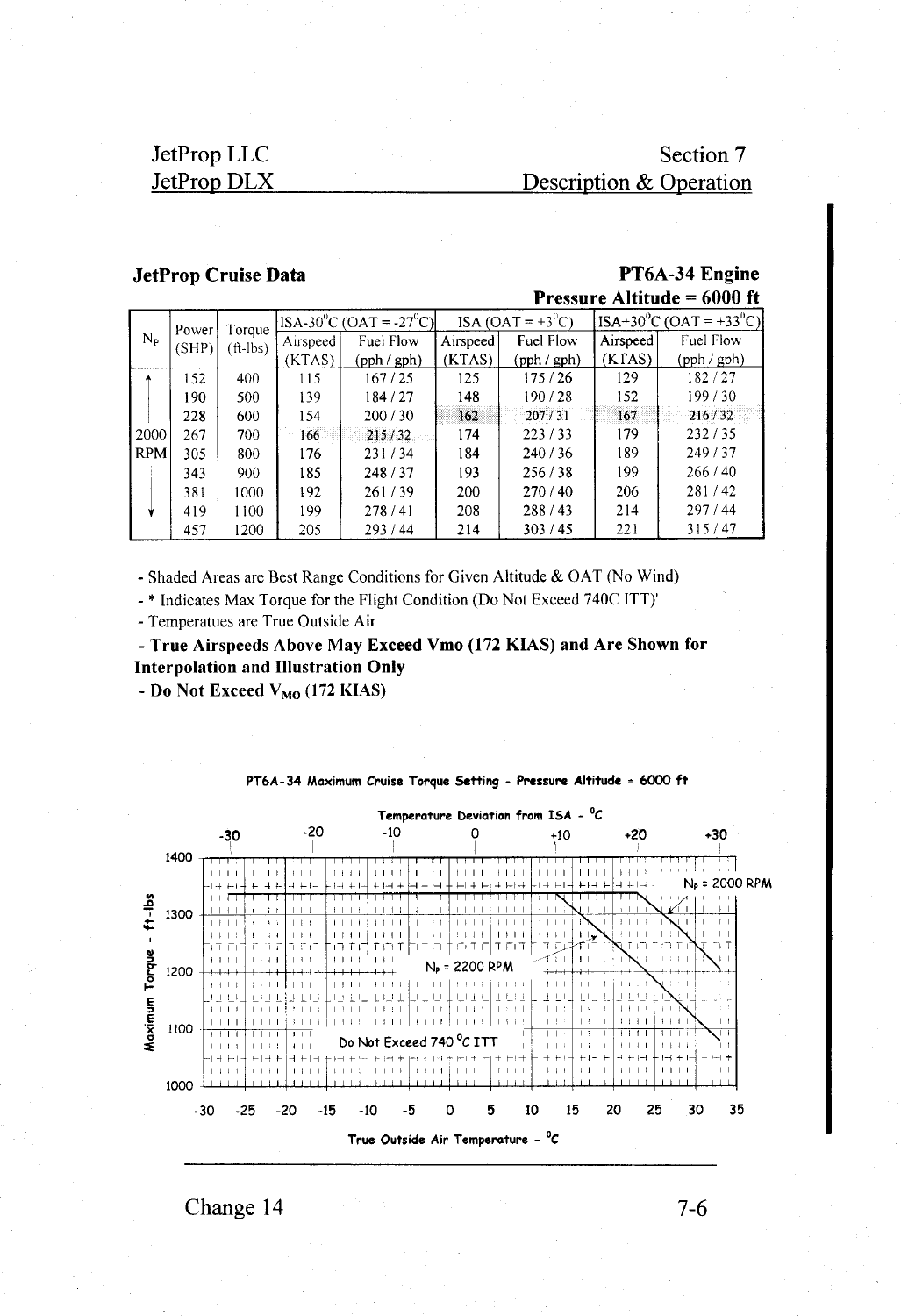## JetProp Cruise Data

**PT6A-34 Engine**

**Pressure Altitude = 6000 ft**

| $N_P$ | Power (SHP) | Torque (ft-lbs) | ISA-30°C (OAT = -27°C) | | ISA (OAT = +3°C) | | ISA+30°C (OAT = +33°C) | |
|---|---|---|---|---|---|---|---|---|
| | | | Airspeed (KTAS) | Fuel Flow (pph / gph) | Airspeed (KTAS) | Fuel Flow (pph / gph) | Airspeed (KTAS) | Fuel Flow (pph / gph) |
| 2000 RPM | 152 | 400 | 115 | 167 / 25 | 125 | 175 / 26 | 129 | 182 / 27 |
| | 190 | 500 | 139 | 184 / 27 | 148 | 190 / 28 | 152 | 199 / 30 |
| | 228 | 600 | 154 | 200 / 30 | 162 | 207 / 31 | 167 | 216 / 32 |
| | 267 | 700 | 166 | 215 / 32 | 174 | 223 / 33 | 179 | 232 / 35 |
| | 305 | 800 | 176 | 231 / 34 | 184 | 240 / 36 | 189 | 249 / 37 |
| | 343 | 900 | 185 | 248 / 37 | 193 | 256 / 38 | 199 | 266 / 40 |
| | 381 | 1000 | 192 | 261 / 39 | 200 | 270 / 40 | 206 | 281 / 42 |
| | 419 | 1100 | 199 | 278 / 41 | 208 | 288 / 43 | 214 | 297 / 44 |
| | 457 | 1200 | 205 | 293 / 44 | 214 | 303 / 45 | 221 | 315 / 47 |

- Shaded Areas are Best Range Conditions for Given Altitude & OAT (No Wind)
- * Indicates Max Torque for the Flight Condition (Do Not Exceed 740C ITT)'
- Temperatues are True Outside Air
- **True Airspeeds Above May Exceed Vmo (172 KIAS) and Are Shown for Interpolation and Illustration Only**
- **Do Not Exceed $V_{MO}$ (172 KIAS)**

**PT6A-34 Maximum Cruise Torque Setting - Pressure Altitude = 6000 ft**

Temperature Deviation from ISA - °C: -30, -20, -10, 0, +10, +20, +30

Maximum Torque - ft-lbs: 1000, 1100, 1200, 1300, 1400

$N_P$ = 2000 RPM

$N_P$ = 2200 RPM

Do Not Exceed 740 °C ITT

True Outside Air Temperature - °C: -30, -25, -20, -15, -10, -5, 0, 5, 10, 15, 20, 25, 30, 35

Change 14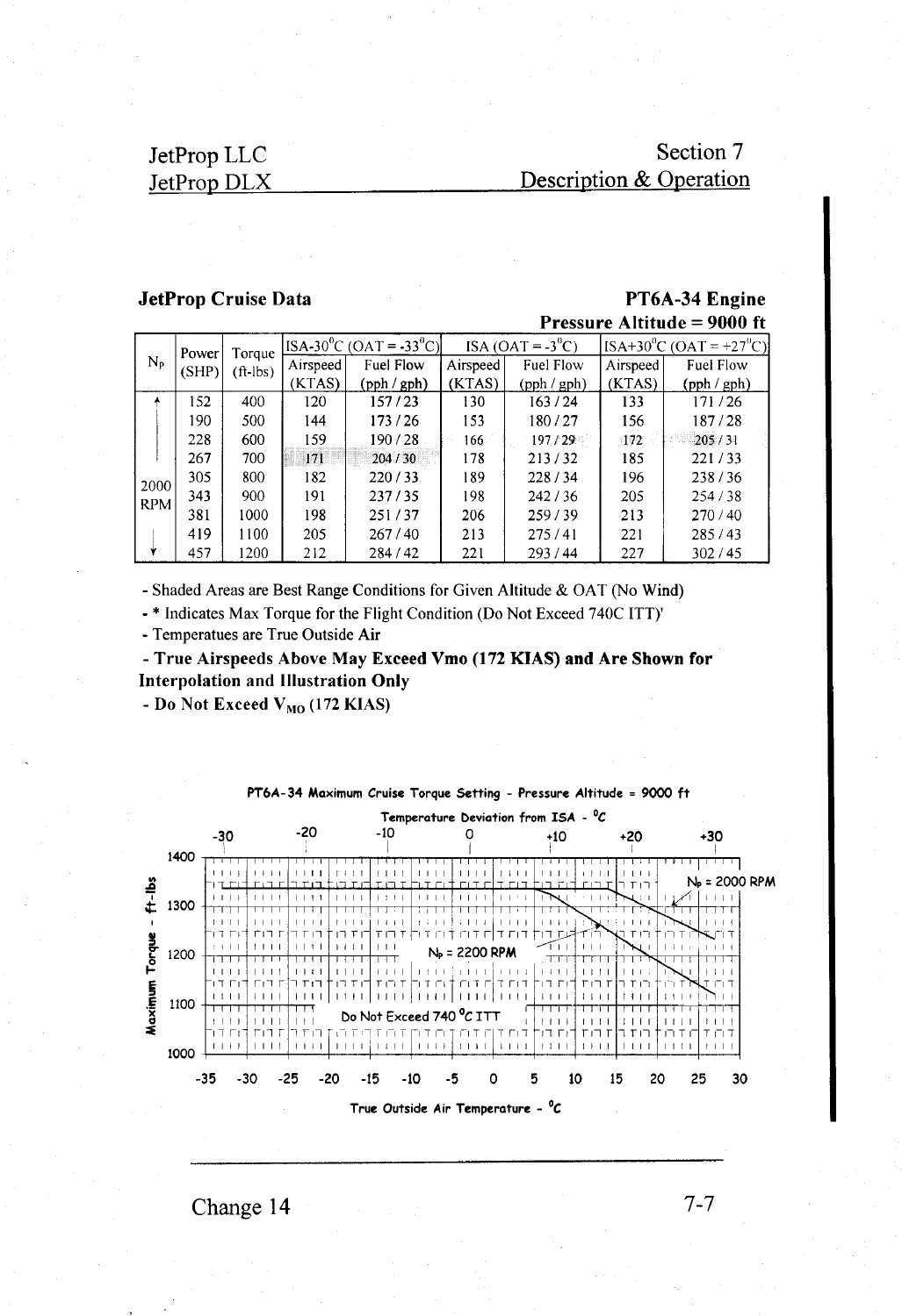**JetProp Cruise Data** **PT6A-34 Engine**

**Pressure Altitude = 9000 ft**

| $N_P$ | Power (SHP) | Torque (ft-lbs) | ISA-30°C (OAT = -33°C) | | ISA (OAT = -3°C) | | ISA+30°C (OAT = +27°C) | |
|---|---|---|---|---|---|---|---|---|
| | | | Airspeed (KTAS) | Fuel Flow (pph / gph) | Airspeed (KTAS) | Fuel Flow (pph / gph) | Airspeed (KTAS) | Fuel Flow (pph / gph) |
| 2000 RPM | 152 | 400 | 120 | 157 / 23 | 130 | 163 / 24 | 133 | 171 / 26 |
| | 190 | 500 | 144 | 173 / 26 | 153 | 180 / 27 | 156 | 187 / 28 |
| | 228 | 600 | 159 | 190 / 28 | 166 | 197 / 29 | 172 | 205 / 31 |
| | 267 | 700 | 171 | 204 / 30 | 178 | 213 / 32 | 185 | 221 / 33 |
| | 305 | 800 | 182 | 220 / 33 | 189 | 228 / 34 | 196 | 238 / 36 |
| | 343 | 900 | 191 | 237 / 35 | 198 | 242 / 36 | 205 | 254 / 38 |
| | 381 | 1000 | 198 | 251 / 37 | 206 | 259 / 39 | 213 | 270 / 40 |
| | 419 | 1100 | 205 | 267 / 40 | 213 | 275 / 41 | 221 | 285 / 43 |
| | 457 | 1200 | 212 | 284 / 42 | 221 | 293 / 44 | 227 | 302 / 45 |

- Shaded Areas are Best Range Conditions for Given Altitude & OAT (No Wind)
- * Indicates Max Torque for the Flight Condition (Do Not Exceed 740C ITT)'
- Temperatues are True Outside Air
- **True Airspeeds Above May Exceed Vmo (172 KIAS) and Are Shown for Interpolation and Illustration Only**
- **Do Not Exceed $V_{MO}$ (172 KIAS)**

**PT6A-34 Maximum Cruise Torque Setting - Pressure Altitude = 9000 ft**

Temperature Deviation from ISA - °C: -30, -20, -10, 0, +10, +20, +30

Maximum Torque - ft-lbs: 1000, 1100, 1200, 1300, 1400

$N_P$ = 2000 RPM

$N_P$ = 2200 RPM

Do Not Exceed 740 °C ITT

True Outside Air Temperature - °C: -35, -30, -25, -20, -15, -10, -5, 0, 5, 10, 15, 20, 25, 30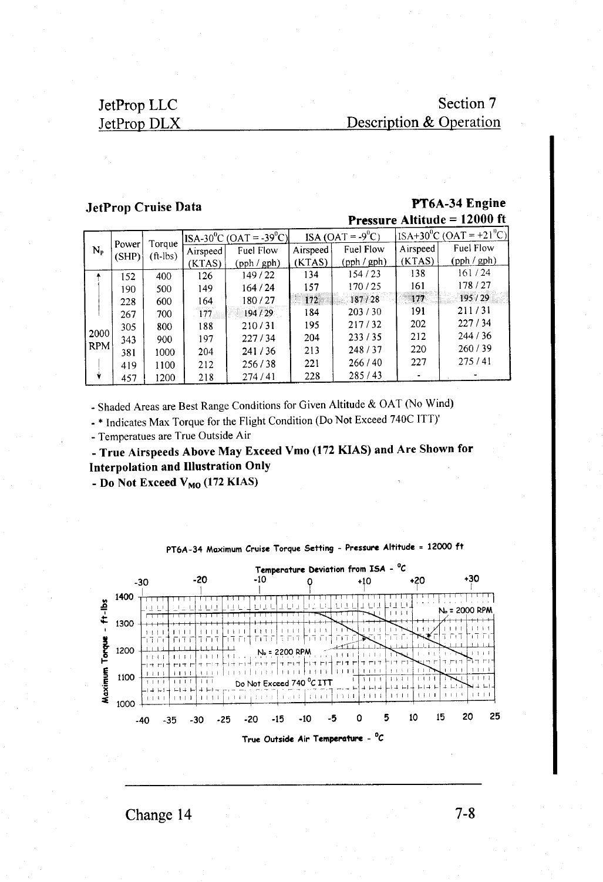## JetProp Cruise Data

**PT6A-34 Engine**

**Pressure Altitude = 12000 ft**

| $N_P$ | Power (SHP) | Torque (ft-lbs) | ISA-30°C (OAT = -39°C) Airspeed (KTAS) | ISA-30°C Fuel Flow (pph / gph) | ISA (OAT = -9°C) Airspeed (KTAS) | ISA Fuel Flow (pph / gph) | ISA+30°C (OAT = +21°C) Airspeed (KTAS) | ISA+30°C Fuel Flow (pph / gph) |
|---|---|---|---|---|---|---|---|---|
| 2000 RPM | 152 | 400 | 126 | 149 / 22 | 134 | 154 / 23 | 138 | 161 / 24 |
| | 190 | 500 | 149 | 164 / 24 | 157 | 170 / 25 | 161 | 178 / 27 |
| | 228 | 600 | 164 | 180 / 27 | 172 | 187 / 28 | 177 | 195 / 29 |
| | 267 | 700 | 177 | 194 / 29 | 184 | 203 / 30 | 191 | 211 / 31 |
| | 305 | 800 | 188 | 210 / 31 | 195 | 217 / 32 | 202 | 227 / 34 |
| | 343 | 900 | 197 | 227 / 34 | 204 | 233 / 35 | 212 | 244 / 36 |
| | 381 | 1000 | 204 | 241 / 36 | 213 | 248 / 37 | 220 | 260 / 39 |
| | 419 | 1100 | 212 | 256 / 38 | 221 | 266 / 40 | 227 | 275 / 41 |
| | 457 | 1200 | 218 | 274 / 41 | 228 | 285 / 43 | - | - |

- Shaded Areas are Best Range Conditions for Given Altitude & OAT (No Wind)
- * Indicates Max Torque for the Flight Condition (Do Not Exceed 740C ITT)'
- Temperatues are True Outside Air
- **True Airspeeds Above May Exceed Vmo (172 KIAS) and Are Shown for Interpolation and Illustration Only**
- **Do Not Exceed $V_{MO}$ (172 KIAS)**

PT6A-34 Maximum Cruise Torque Setting - Pressure Altitude = 12000 ft

Temperature Deviation from ISA - °C: -30, -20, -10, 0, +10, +20, +30

Maximum Torque - ft-lbs: 1000, 1100, 1200, 1300, 1400

$N_P$ = 2000 RPM

$N_P$ = 2200 RPM

Do Not Exceed 740 °C ITT

True Outside Air Temperature - °C: -40, -35, -30, -25, -20, -15, -10, -5, 0, 5, 10, 15, 20, 25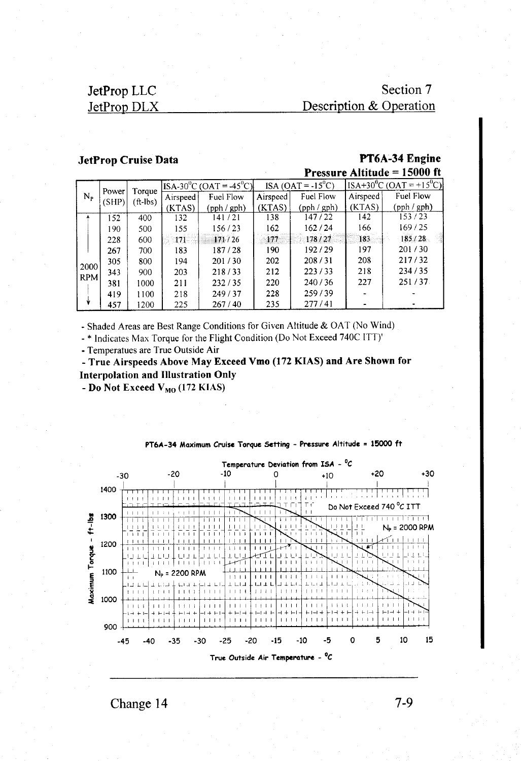**JetProp Cruise Data** **PT6A-34 Engine**

**Pressure Altitude = 15000 ft**

| $N_P$ | Power (SHP) | Torque (ft-lbs) | ISA-30°C (OAT = -45°C) | | ISA (OAT = -15°C) | | ISA+30°C (OAT = +15°C) | |
|---|---|---|---|---|---|---|---|---|
| | | | Airspeed (KTAS) | Fuel Flow (pph / gph) | Airspeed (KTAS) | Fuel Flow (pph / gph) | Airspeed (KTAS) | Fuel Flow (pph / gph) |
| 2000 RPM | 152 | 400 | 132 | 141 / 21 | 138 | 147 / 22 | 142 | 153 / 23 |
| | 190 | 500 | 155 | 156 / 23 | 162 | 162 / 24 | 166 | 169 / 25 |
| | 228 | 600 | 171 | 171 / 26 | 177 | 178 / 27 | 183 | 185 / 28 |
| | 267 | 700 | 183 | 187 / 28 | 190 | 192 / 29 | 197 | 201 / 30 |
| | 305 | 800 | 194 | 201 / 30 | 202 | 208 / 31 | 208 | 217 / 32 |
| | 343 | 900 | 203 | 218 / 33 | 212 | 223 / 33 | 218 | 234 / 35 |
| | 381 | 1000 | 211 | 232 / 35 | 220 | 240 / 36 | 227 | 251 / 37 |
| | 419 | 1100 | 218 | 249 / 37 | 228 | 259 / 39 | - | - |
| | 457 | 1200 | 225 | 267 / 40 | 235 | 277 / 41 | - | - |

- Shaded Areas are Best Range Conditions for Given Altitude & OAT (No Wind)
- * Indicates Max Torque for the Flight Condition (Do Not Exceed 740C ITT)'
- Temperatues are True Outside Air
- **True Airspeeds Above May Exceed Vmo (172 KIAS) and Are Shown for Interpolation and Illustration Only**
- **Do Not Exceed $V_{MO}$ (172 KIAS)**

**PT6A-34 Maximum Cruise Torque Setting - Pressure Altitude = 15000 ft**

Temperature Deviation from ISA - °C: -30, -20, -10, 0, +10, +20, +30

Maximum Torque - ft-lbs: 1400, 1300, 1200, 1100, 1000, 900

Do Not Exceed 740 °C ITT

$N_P$ = 2000 RPM

$N_P$ = 2200 RPM

True Outside Air Temperature - °C: -45, -40, -35, -30, -25, -20, -15, -10, -5, 0, 5, 10, 15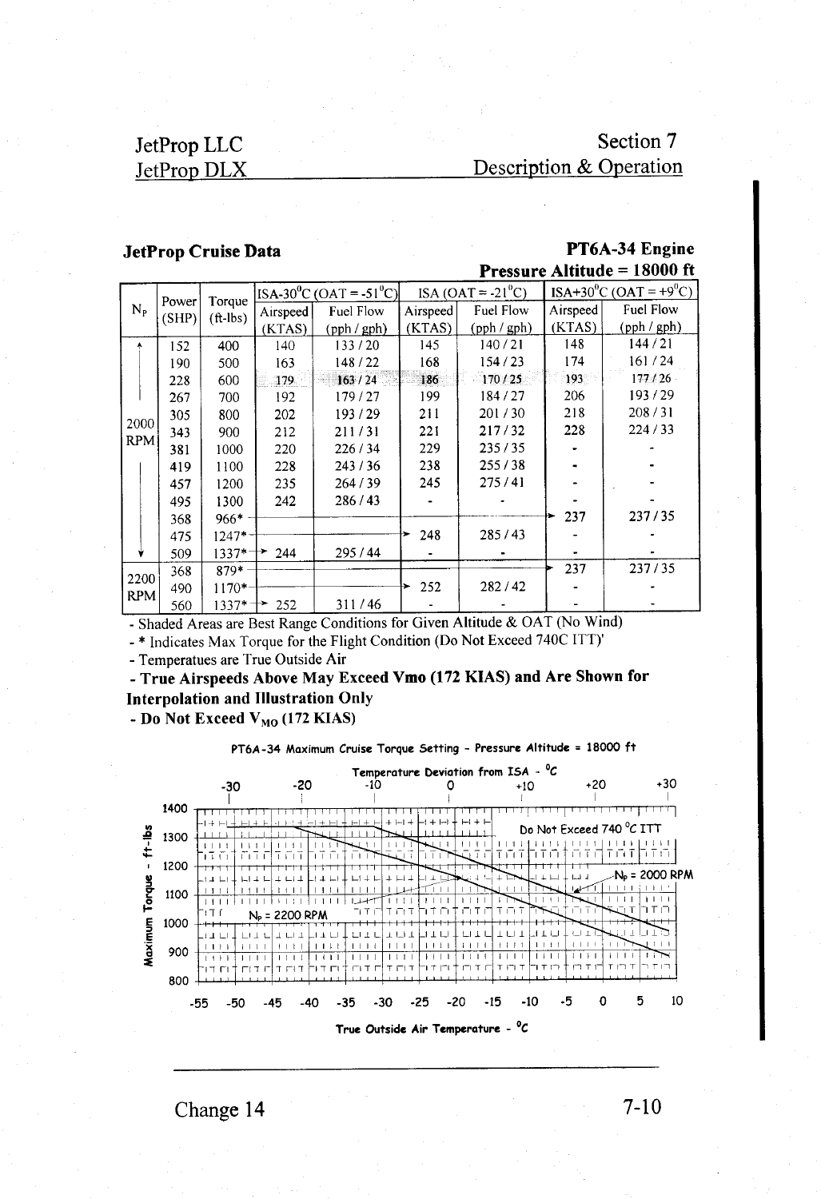## JetProp Cruise Data

**PT6A-34 Engine**

**Pressure Altitude = 18000 ft**

| $N_P$ | Power (SHP) | Torque (ft-lbs) | ISA-30°C (OAT = -51°C) Airspeed (KTAS) | ISA-30°C (OAT = -51°C) Fuel Flow (pph / gph) | ISA (OAT = -21°C) Airspeed (KTAS) | ISA (OAT = -21°C) Fuel Flow (pph / gph) | ISA+30°C (OAT = +9°C) Airspeed (KTAS) | ISA+30°C (OAT = +9°C) Fuel Flow (pph / gph) |
|---|---|---|---|---|---|---|---|---|
| 2000 RPM | 152 | 400 | 140 | 133 / 20 | 145 | 140 / 21 | 148 | 144 / 21 |
| | 190 | 500 | 163 | 148 / 22 | 168 | 154 / 23 | 174 | 161 / 24 |
| | 228 | 600 | 179 | 163 / 24 | 186 | 170 / 25 | 193 | 177 / 26 |
| | 267 | 700 | 192 | 179 / 27 | 199 | 184 / 27 | 206 | 193 / 29 |
| | 305 | 800 | 202 | 193 / 29 | 211 | 201 / 30 | 218 | 208 / 31 |
| | 343 | 900 | 212 | 211 / 31 | 221 | 217 / 32 | 228 | 224 / 33 |
| | 381 | 1000 | 220 | 226 / 34 | 229 | 235 / 35 | - | - |
| | 419 | 1100 | 228 | 243 / 36 | 238 | 255 / 38 | - | - |
| | 457 | 1200 | 235 | 264 / 39 | 245 | 275 / 41 | - | - |
| | 495 | 1300 | 242 | 286 / 43 | - | - | - | - |
| | 368 | 966* | | | | | 237 | 237 / 35 |
| | 475 | 1247* | | | 248 | 285 / 43 | - | - |
| | 509 | 1337* | 244 | 295 / 44 | - | - | - | - |
| 2200 RPM | 368 | 879* | | | | | 237 | 237 / 35 |
| | 490 | 1170* | | | 252 | 282 / 42 | - | - |
| | 560 | 1337* | 252 | 311 / 46 | - | - | - | - |

- Shaded Areas are Best Range Conditions for Given Altitude & OAT (No Wind)
- * Indicates Max Torque for the Flight Condition (Do Not Exceed 740C ITT)'
- Temperatues are True Outside Air
- **True Airspeeds Above May Exceed Vmo (172 KIAS) and Are Shown for Interpolation and Illustration Only**
- **Do Not Exceed $V_{MO}$ (172 KIAS)**

PT6A-34 Maximum Cruise Torque Setting - Pressure Altitude = 18000 ft

Temperature Deviation from ISA - °C: -30, -20, -10, 0, +10, +20, +30

Maximum Torque - ft-lbs: 1400, 1300, 1200, 1100, 1000, 900, 800

Do Not Exceed 740 °C ITT

$N_P$ = 2000 RPM

$N_P$ = 2200 RPM

True Outside Air Temperature - °C: -55, -50, -45, -40, -35, -30, -25, -20, -15, -10, -5, 0, 5, 10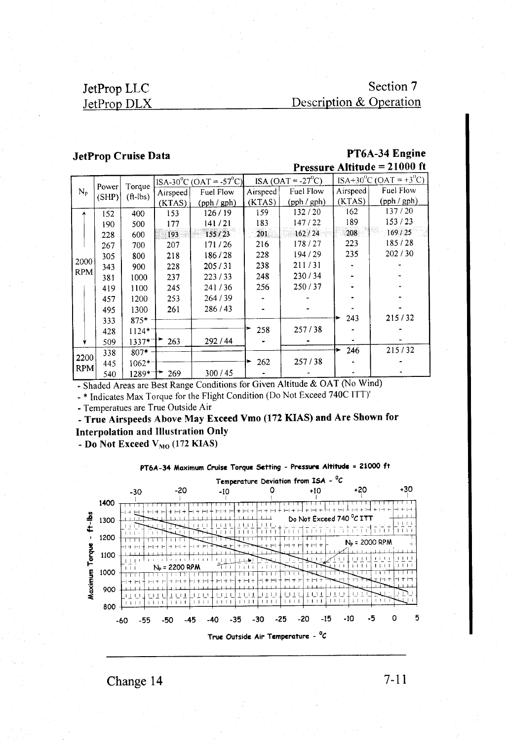## JetProp Cruise Data

**PT6A-34 Engine**

**Pressure Altitude = 21000 ft**

| $N_P$ | Power (SHP) | Torque (ft-lbs) | ISA-30°C (OAT = -57°C) | | ISA (OAT = -27°C) | | ISA+30°C (OAT = +3°C) | |
|---|---|---|---|---|---|---|---|---|
| | | | Airspeed (KTAS) | Fuel Flow (pph / gph) | Airspeed (KTAS) | Fuel Flow (pph / gph) | Airspeed (KTAS) | Fuel Flow (pph / gph) |
| 2000 RPM | 152 | 400 | 153 | 126 / 19 | 159 | 132 / 20 | 162 | 137 / 20 |
| | 190 | 500 | 177 | 141 / 21 | 183 | 147 / 22 | 189 | 153 / 23 |
| | 228 | 600 | 193 | 155 / 23 | 201 | 162 / 24 | 208 | 169 / 25 |
| | 267 | 700 | 207 | 171 / 26 | 216 | 178 / 27 | 223 | 185 / 28 |
| | 305 | 800 | 218 | 186 / 28 | 228 | 194 / 29 | 235 | 202 / 30 |
| | 343 | 900 | 228 | 205 / 31 | 238 | 211 / 31 | - | - |
| | 381 | 1000 | 237 | 223 / 33 | 248 | 230 / 34 | - | - |
| | 419 | 1100 | 245 | 241 / 36 | 256 | 250 / 37 | - | - |
| | 457 | 1200 | 253 | 264 / 39 | - | - | - | - |
| | 495 | 1300 | 261 | 286 / 43 | - | - | - | - |
| | 333 | 875* | | | | | 243 | 215 / 32 |
| | 428 | 1124* | | | 258 | 257 / 38 | - | - |
| | 509 | 1337* | 263 | 292 / 44 | - | - | - | - |
| 2200 RPM | 338 | 807* | | | | | 246 | 215 / 32 |
| | 445 | 1062* | | | 262 | 257 / 38 | - | - |
| | 540 | 1289* | 269 | 300 / 45 | - | - | - | - |

- Shaded Areas are Best Range Conditions for Given Altitude & OAT (No Wind)
- * Indicates Max Torque for the Flight Condition (Do Not Exceed 740C ITT)'
- Temperatues are True Outside Air
- **True Airspeeds Above May Exceed Vmo (172 KIAS) and Are Shown for Interpolation and Illustration Only**
- **Do Not Exceed $V_{MO}$ (172 KIAS)**

**PT6A-34 Maximum Cruise Torque Setting - Pressure Altitude = 21000 ft**

Temperature Deviation from ISA - °C: -30, -20, -10, 0, +10, +20, +30

Maximum Torque - ft-lbs: 800, 900, 1000, 1100, 1200, 1300, 1400

Do Not Exceed 740 °C ITT

$N_P$ = 2000 RPM

$N_P$ = 2200 RPM

True Outside Air Temperature - °C: -60, -55, -50, -45, -40, -35, -30, -25, -20, -15, -10, -5, 0, 5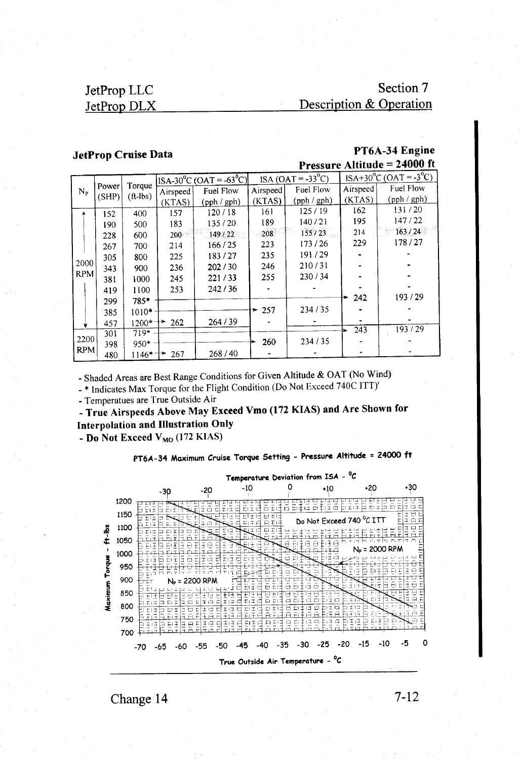## JetProp Cruise Data

**PT6A-34 Engine**

**Pressure Altitude = 24000 ft**

| $N_P$ | Power (SHP) | Torque (ft-lbs) | ISA-30°C (OAT = -63°C) Airspeed (KTAS) | ISA-30°C (OAT = -63°C) Fuel Flow (pph / gph) | ISA (OAT = -33°C) Airspeed (KTAS) | ISA (OAT = -33°C) Fuel Flow (pph / gph) | ISA+30°C (OAT = -3°C) Airspeed (KTAS) | ISA+30°C (OAT = -3°C) Fuel Flow (pph / gph) |
|---|---|---|---|---|---|---|---|---|
| 2000 RPM | 152 | 400 | 157 | 120 / 18 | 161 | 125 / 19 | 162 | 131 / 20 |
| | 190 | 500 | 183 | 135 / 20 | 189 | 140 / 21 | 195 | 147 / 22 |
| | 228 | 600 | 200 | 149 / 22 | 208 | 155 / 23 | 214 | 163 / 24 |
| | 267 | 700 | 214 | 166 / 25 | 223 | 173 / 26 | 229 | 178 / 27 |
| | 305 | 800 | 225 | 183 / 27 | 235 | 191 / 29 | - | - |
| | 343 | 900 | 236 | 202 / 30 | 246 | 210 / 31 | - | - |
| | 381 | 1000 | 245 | 221 / 33 | 255 | 230 / 34 | - | - |
| | 419 | 1100 | 253 | 242 / 36 | - | - | - | - |
| | 299 | 785* | | | | | 242 | 193 / 29 |
| | 385 | 1010* | | | 257 | 234 / 35 | - | - |
| | 457 | 1200* | 262 | 264 / 39 | - | - | - | - |
| 2200 RPM | 301 | 719* | | | | | 243 | 193 / 29 |
| | 398 | 950* | | | 260 | 234 / 35 | - | - |
| | 480 | 1146* | 267 | 268 / 40 | - | - | - | - |

- Shaded Areas are Best Range Conditions for Given Altitude & OAT (No Wind)
- * Indicates Max Torque for the Flight Condition (Do Not Exceed 740C ITT)'
- Temperatues are True Outside Air
- **True Airspeeds Above May Exceed Vmo (172 KIAS) and Are Shown for Interpolation and Illustration Only**
- **Do Not Exceed $V_{MO}$ (172 KIAS)**

**PT6A-34 Maximum Cruise Torque Setting - Pressure Altitude = 24000 ft**

Temperature Deviation from ISA - °C: -30, -20, -10, 0, +10, +20, +30

Maximum Torque - ft-lbs: 1200, 1150, 1100, 1050, 1000, 950, 900, 850, 800, 750, 700

Do Not Exceed 740 °C ITT

$N_P$ = 2000 RPM

$N_P$ = 2200 RPM

True Outside Air Temperature - °C: -70, -65, -60, -55, -50, -45, -40, -35, -30, -25, -20, -15, -10, -5, 0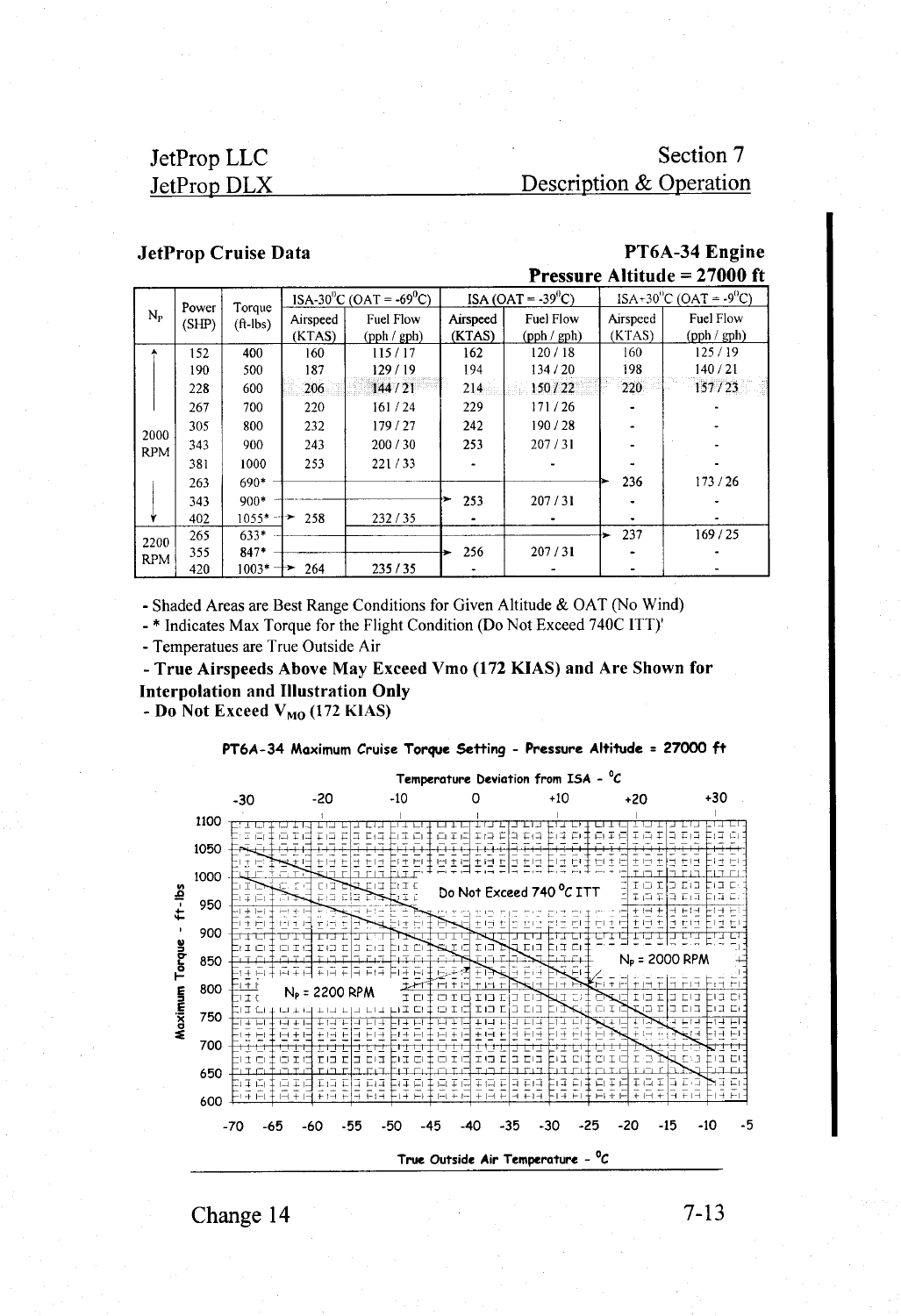## JetProp Cruise Data

**PT6A-34 Engine**

**Pressure Altitude = 27000 ft**

| $N_P$ | Power (SHP) | Torque (ft-lbs) | ISA-30°C (OAT = -69°C) | | ISA (OAT = -39°C) | | ISA+30°C (OAT = -9°C) | |
|---|---|---|---|---|---|---|---|---|
| | | | Airspeed (KTAS) | Fuel Flow (pph / gph) | Airspeed (KTAS) | Fuel Flow (pph / gph) | Airspeed (KTAS) | Fuel Flow (pph / gph) |
| 2000 RPM | 152 | 400 | 160 | 115 / 17 | 162 | 120 / 18 | 160 | 125 / 19 |
| | 190 | 500 | 187 | 129 / 19 | 194 | 134 / 20 | 198 | 140 / 21 |
| | 228 | 600 | 206 | 144 / 21 | 214 | 150 / 22 | 220 | 157 / 23 |
| | 267 | 700 | 220 | 161 / 24 | 229 | 171 / 26 | - | - |
| | 305 | 800 | 232 | 179 / 27 | 242 | 190 / 28 | - | - |
| | 343 | 900 | 243 | 200 / 30 | 253 | 207 / 31 | - | - |
| | 381 | 1000 | 253 | 221 / 33 | - | - | - | - |
| | 263 | 690* | | | | | 236 | 173 / 26 |
| | 343 | 900* | | | 253 | 207 / 31 | - | - |
| | 402 | 1055* | 258 | 232 / 35 | - | - | - | - |
| 2200 RPM | 265 | 633* | | | | | 237 | 169 / 25 |
| | 355 | 847* | | | 256 | 207 / 31 | - | - |
| | 420 | 1003* | 264 | 235 / 35 | - | - | - | - |

- Shaded Areas are Best Range Conditions for Given Altitude & OAT (No Wind)
- * Indicates Max Torque for the Flight Condition (Do Not Exceed 740C ITT)'
- Temperatues are True Outside Air
- **True Airspeeds Above May Exceed Vmo (172 KIAS) and Are Shown for Interpolation and Illustration Only**
- **Do Not Exceed $V_{MO}$ (172 KIAS)**

**PT6A-34 Maximum Cruise Torque Setting - Pressure Altitude = 27000 ft**

Temperature Deviation from ISA - °C: -30, -20, -10, 0, +10, +20, +30

Maximum Torque - ft-lbs: 600, 650, 700, 750, 800, 850, 900, 950, 1000, 1050, 1100

Do Not Exceed 740 °C ITT

$N_P$ = 2000 RPM

$N_P$ = 2200 RPM

True Outside Air Temperature - °C: -70, -65, -60, -55, -50, -45, -40, -35, -30, -25, -20, -15, -10, -5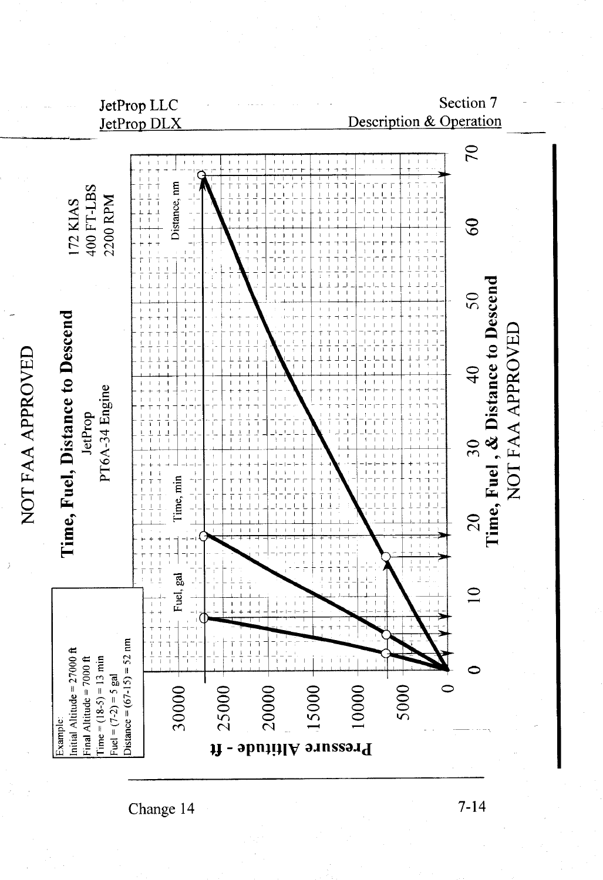NOT FAA APPROVED

# Time, Fuel, Distance to Descend

JetProp

PT6A-34 Engine

172 KIAS

400 FT-LBS

2200 RPM

Example:
Initial Altitude = 27000 ft
Final Altitude = 7000 ft
Time = (18-5) = 13 min
Fuel = (7-2) = 5 gal
Distance = (67-15) = 52 nm

Pressure Altitude - ft

0
5000
10000
15000
20000
25000
30000

Fuel, gal

Time, min

Distance, nm

0
10
20
30
40
50
60
70

Time, Fuel , & Distance to Descend

NOT FAA APPROVED